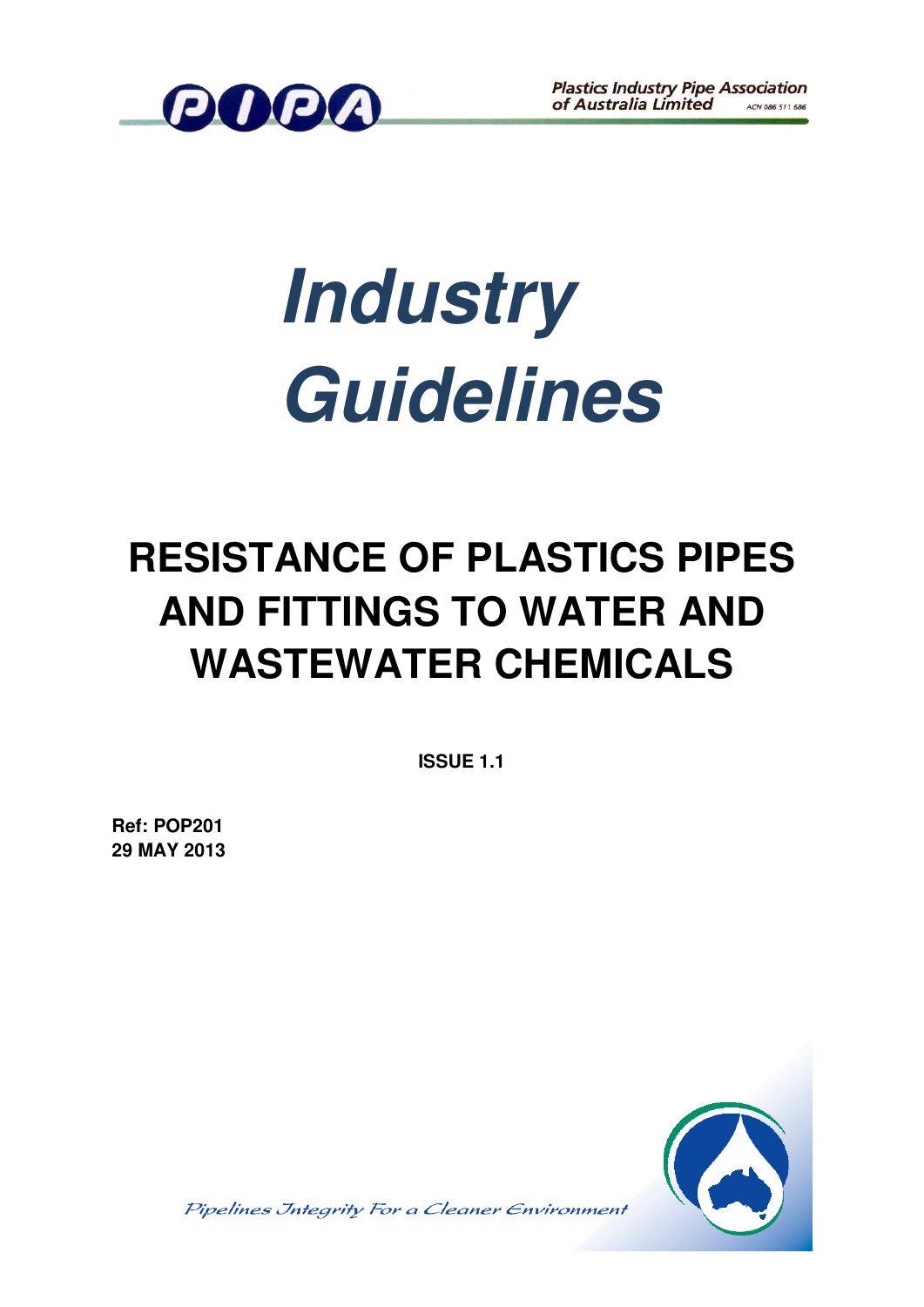Plastics Industry Pipe Association of Australia Limited ACN 086 511 686

# Industry Guidelines

## RESISTANCE OF PLASTICS PIPES AND FITTINGS TO WATER AND WASTEWATER CHEMICALS

**ISSUE 1.1**

**Ref: POP201**
**29 MAY 2013**

*Pipelines Integrity For a Cleaner Environment*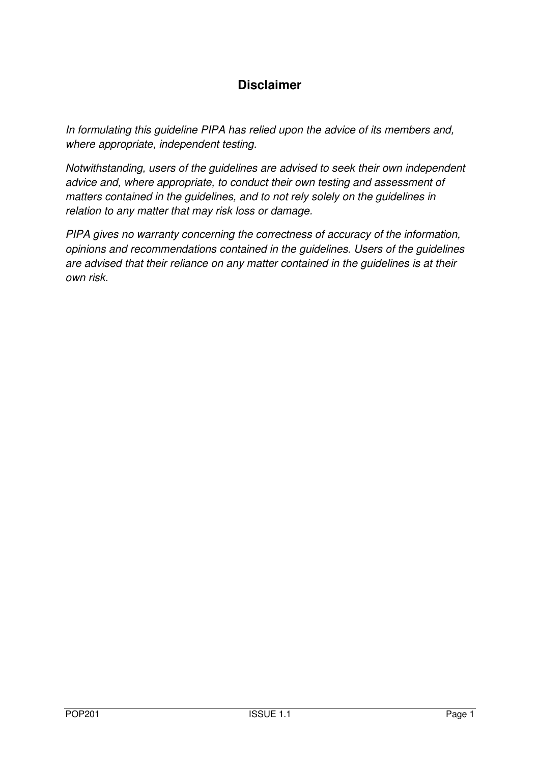# Disclaimer

*In formulating this guideline PIPA has relied upon the advice of its members and, where appropriate, independent testing.*

*Notwithstanding, users of the guidelines are advised to seek their own independent advice and, where appropriate, to conduct their own testing and assessment of matters contained in the guidelines, and to not rely solely on the guidelines in relation to any matter that may risk loss or damage.*

*PIPA gives no warranty concerning the correctness of accuracy of the information, opinions and recommendations contained in the guidelines. Users of the guidelines are advised that their reliance on any matter contained in the guidelines is at their own risk.*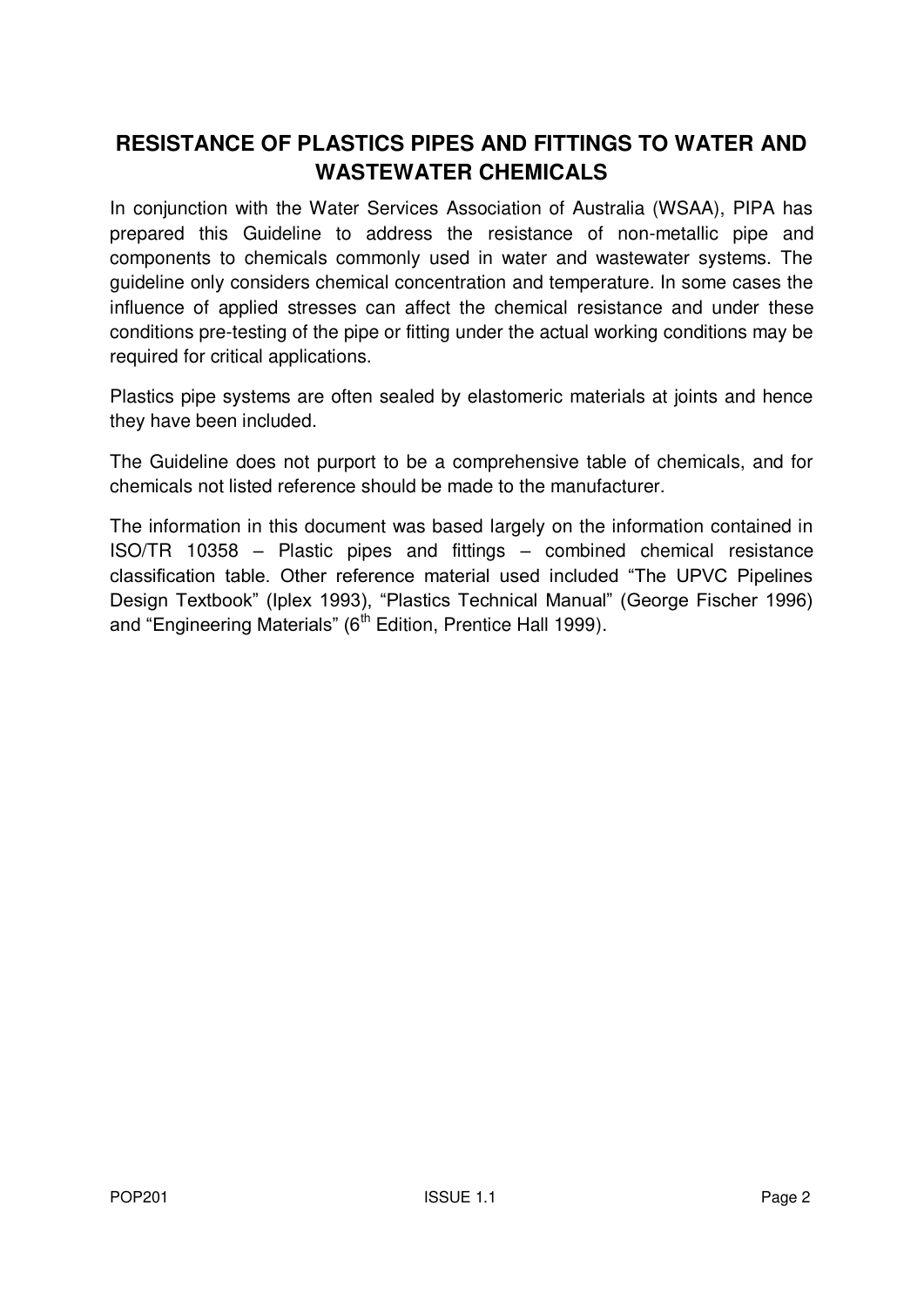# RESISTANCE OF PLASTICS PIPES AND FITTINGS TO WATER AND WASTEWATER CHEMICALS

In conjunction with the Water Services Association of Australia (WSAA), PIPA has prepared this Guideline to address the resistance of non-metallic pipe and components to chemicals commonly used in water and wastewater systems. The guideline only considers chemical concentration and temperature. In some cases the influence of applied stresses can affect the chemical resistance and under these conditions pre-testing of the pipe or fitting under the actual working conditions may be required for critical applications.

Plastics pipe systems are often sealed by elastomeric materials at joints and hence they have been included.

The Guideline does not purport to be a comprehensive table of chemicals, and for chemicals not listed reference should be made to the manufacturer.

The information in this document was based largely on the information contained in ISO/TR 10358 – Plastic pipes and fittings – combined chemical resistance classification table. Other reference material used included "The UPVC Pipelines Design Textbook" (Iplex 1993), "Plastics Technical Manual" (George Fischer 1996) and "Engineering Materials" (6th Edition, Prentice Hall 1999).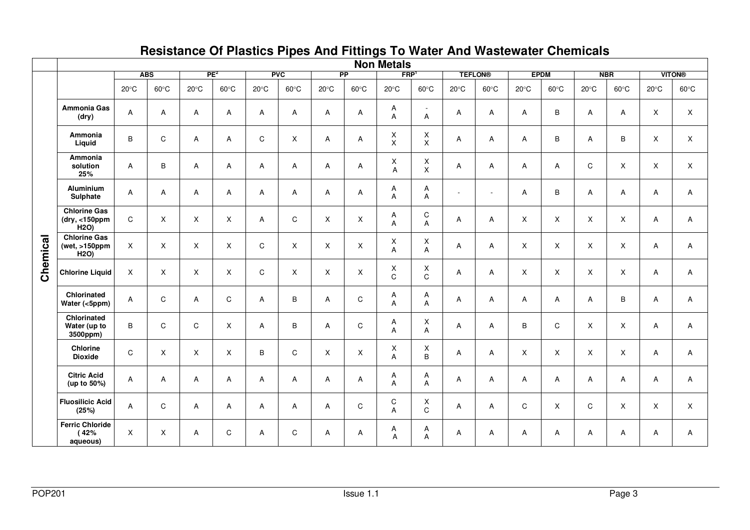# Resistance Of Plastics Pipes And Fittings To Water And Wastewater Chemicals

| | Non Metals | | | | | | | | | | | | | | | | | | |
|---|---|---|---|---|---|---|---|---|---|---|---|---|---|---|---|---|---|---|---|
| **Chemical** | ABS | | PE[2] | | PVC | | PP | | FRP[1] | | TEFLON® | | EPDM | | NBR | | VITON® | | |
| | 20°C | 60°C | 20°C | 60°C | 20°C | 60°C | 20°C | 60°C | 20°C | 60°C | 20°C | 60°C | 20°C | 60°C | 20°C | 60°C | 20°C | 60°C | |
| **Ammonia Gas (dry)** | A | A | A | A | A | A | A | A | A A | - A | A | A | A | B | A | A | X | X | |
| **Ammonia Liquid** | B | C | A | A | C | X | A | A | X X | X X | A | A | A | B | A | B | X | X | |
| **Ammonia solution 25%** | A | B | A | A | A | A | A | A | X A | X X | A | A | A | A | C | X | X | X | |
| **Aluminium Sulphate** | A | A | A | A | A | A | A | A | A A | A A | - | - | A | B | A | A | A | A | |
| **Chlorine Gas (dry, <150ppm H2O)** | C | X | X | X | A | C | X | X | A A | C A | A | A | X | X | X | X | A | A | |
| **Chlorine Gas (wet, >150ppm H2O)** | X | X | X | X | C | X | X | X | X A | X A | A | A | X | X | X | X | A | A | |
| **Chlorine Liquid** | X | X | X | X | C | X | X | X | X C | X C | A | A | X | X | X | X | A | A | |
| **Chlorinated Water (<5ppm)** | A | C | A | C | A | B | A | C | A A | A A | A | A | A | A | A | B | A | A | |
| **Chlorinated Water (up to 3500ppm)** | B | C | C | X | A | B | A | C | A A | X A | A | A | B | C | X | X | A | A | |
| **Chlorine Dioxide** | C | X | X | X | B | C | X | X | X A | X B | A | A | X | X | X | X | A | A | |
| **Citric Acid (up to 50%)** | A | A | A | A | A | A | A | A | A A | A A | A | A | A | A | A | A | A | A | |
| **Fluosilicic Acid (25%)** | A | C | A | A | A | A | A | C | C A | X C | A | A | C | X | C | X | X | X | |
| **Ferric Chloride (42% aqueous)** | X | X | A | C | A | C | A | A | A A | A A | A | A | A | A | A | A | A | A | |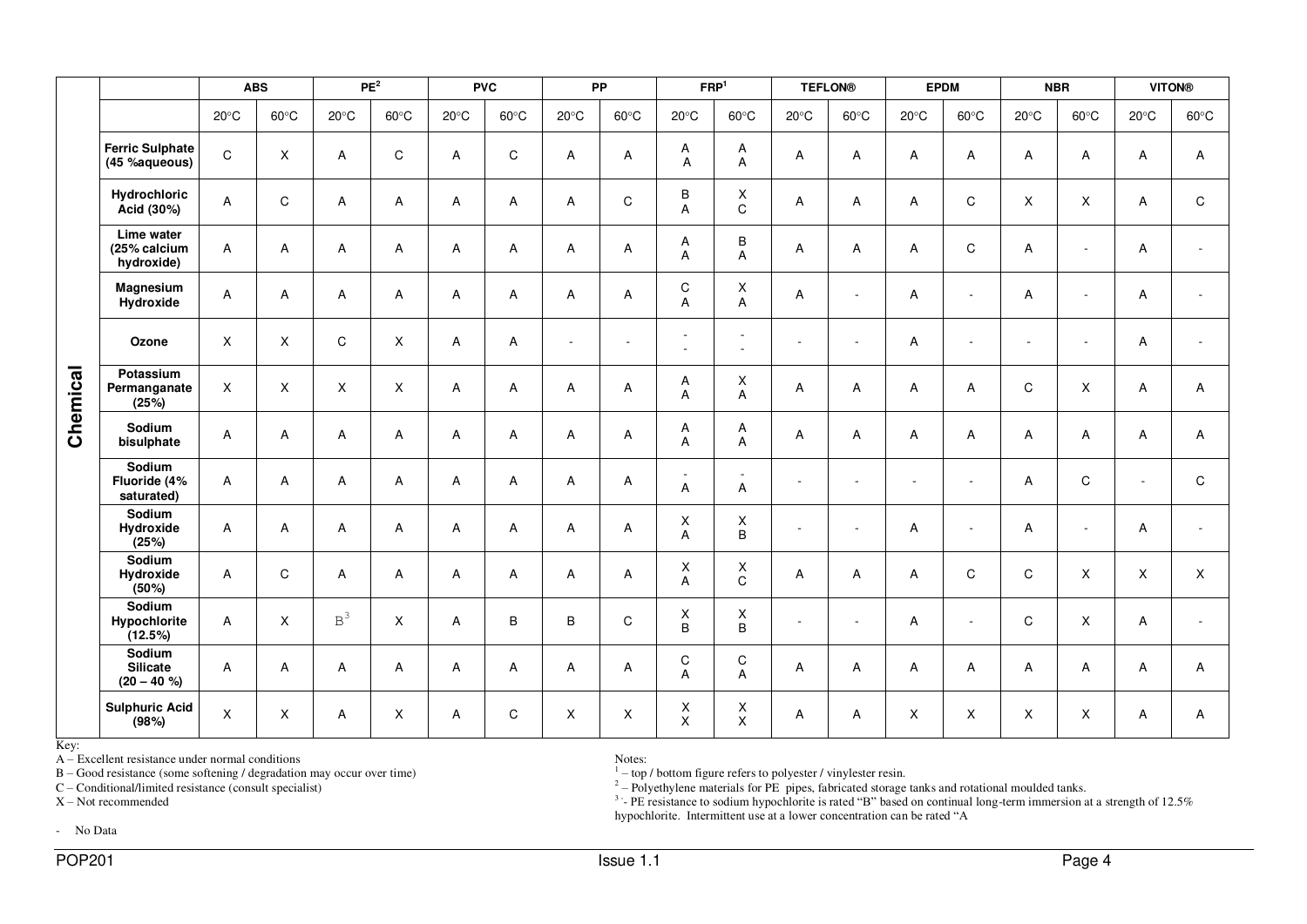| Chemical | ABS | | PE[2] | | PVC | | PP | | FRP[1] | | TEFLON® | | EPDM | | NBR | | VITON® | |
|---|---|---|---|---|---|---|---|---|---|---|---|---|---|---|---|---|---|---|
| | 20°C | 60°C | 20°C | 60°C | 20°C | 60°C | 20°C | 60°C | 20°C | 60°C | 20°C | 60°C | 20°C | 60°C | 20°C | 60°C | 20°C | 60°C |
| **Ferric Sulphate (45 %aqueous)** | C | X | A | C | A | C | A | A | A A | A A | A | A | A | A | A | A | A | A |
| **Hydrochloric Acid (30%)** | A | C | A | A | A | A | A | C | B A | X C | A | A | A | C | X | X | A | C |
| **Lime water (25% calcium hydroxide)** | A | A | A | A | A | A | A | A | A A | B A | A | A | A | C | A | - | A | - |
| **Magnesium Hydroxide** | A | A | A | A | A | A | A | A | C A | X A | A | - | A | - | A | - | A | - |
| **Ozone** | X | X | C | X | A | A | - | - | - - | - - | - | - | A | - | - | - | A | - |
| **Potassium Permanganate (25%)** | X | X | X | X | A | A | A | A | A A | X A | A | A | A | A | C | X | A | A |
| **Sodium bisulphate** | A | A | A | A | A | A | A | A | A A | A A | A | A | A | A | A | A | A | A |
| **Sodium Fluoride (4% saturated)** | A | A | A | A | A | A | A | A | - A | - A | - | - | - | - | A | C | - | C |
| **Sodium Hydroxide (25%)** | A | A | A | A | A | A | A | A | X A | X B | - | - | A | - | A | - | A | - |
| **Sodium Hydroxide (50%)** | A | C | A | A | A | A | A | A | X A | X C | A | A | A | C | C | X | X | X |
| **Sodium Hypochlorite (12.5%)** | A | X | B[3] | X | A | B | B | C | X B | X B | - | - | A | - | C | X | A | - |
| **Sodium Silicate (20 – 40 %)** | A | A | A | A | A | A | A | A | C A | C A | A | A | A | A | A | A | A | A |
| **Sulphuric Acid (98%)** | X | X | A | X | A | C | X | X | X X | X X | A | A | X | X | X | X | A | A |

Key:

A – Excellent resistance under normal conditions

B – Good resistance (some softening / degradation may occur over time)

C – Conditional/limited resistance (consult specialist)

X – Not recommended

\- No Data

Notes:

[1] – top / bottom figure refers to polyester / vinylester resin.

[2] – Polyethylene materials for PE pipes, fabricated storage tanks and rotational moulded tanks.

[3] - PE resistance to sodium hypochlorite is rated "B" based on continual long-term immersion at a strength of 12.5% hypochlorite. Intermittent use at a lower concentration can be rated "A